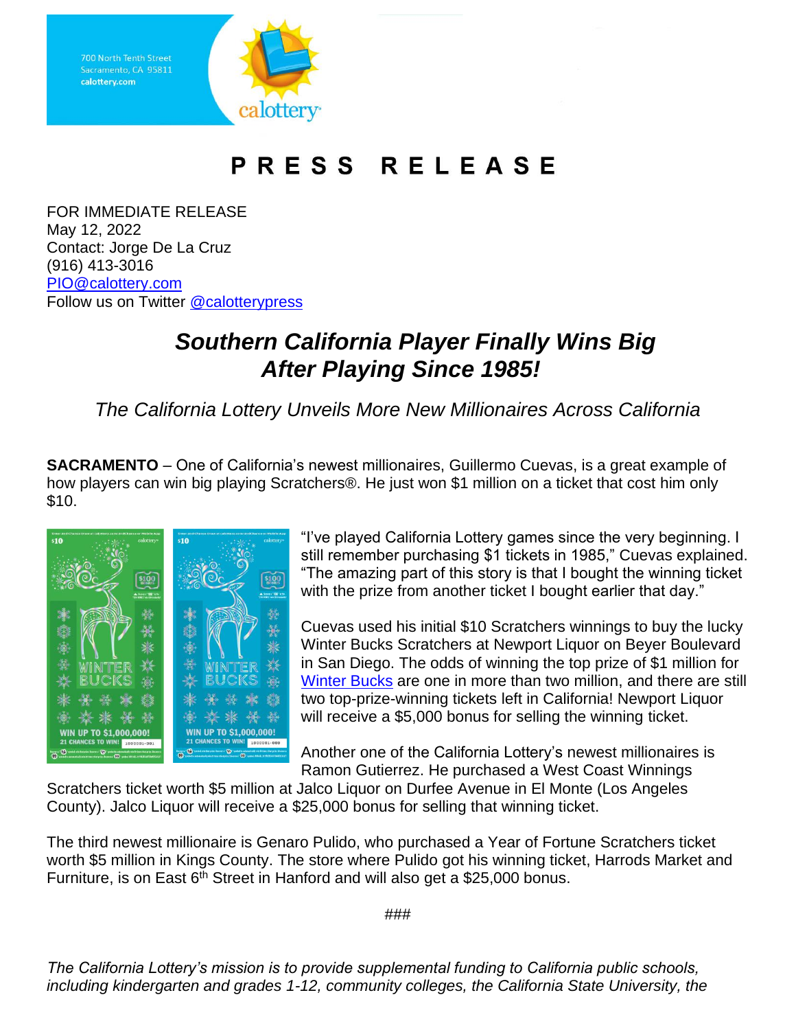700 North Tenth Street
Sacramento, CA 95811
calottery.com

# PRESS RELEASE

FOR IMMEDIATE RELEASE
May 12, 2022
Contact: Jorge De La Cruz
(916) 413-3016
PIO@calottery.com
Follow us on Twitter @calotterypress

## *Southern California Player Finally Wins Big After Playing Since 1985!*

*The California Lottery Unveils More New Millionaires Across California*

**SACRAMENTO** – One of California's newest millionaires, Guillermo Cuevas, is a great example of how players can win big playing Scratchers®. He just won $1 million on a ticket that cost him only $10.

"I've played California Lottery games since the very beginning. I still remember purchasing $1 tickets in 1985," Cuevas explained. "The amazing part of this story is that I bought the winning ticket with the prize from another ticket I bought earlier that day."

Cuevas used his initial $10 Scratchers winnings to buy the lucky Winter Bucks Scratchers at Newport Liquor on Beyer Boulevard in San Diego. The odds of winning the top prize of $1 million for Winter Bucks are one in more than two million, and there are still two top-prize-winning tickets left in California! Newport Liquor will receive a $5,000 bonus for selling the winning ticket.

Another one of the California Lottery's newest millionaires is Ramon Gutierrez. He purchased a West Coast Winnings Scratchers ticket worth $5 million at Jalco Liquor on Durfee Avenue in El Monte (Los Angeles County). Jalco Liquor will receive a $25,000 bonus for selling that winning ticket.

The third newest millionaire is Genaro Pulido, who purchased a Year of Fortune Scratchers ticket worth $5 million in Kings County. The store where Pulido got his winning ticket, Harrods Market and Furniture, is on East 6th Street in Hanford and will also get a $25,000 bonus.

###

*The California Lottery's mission is to provide supplemental funding to California public schools, including kindergarten and grades 1-12, community colleges, the California State University, the*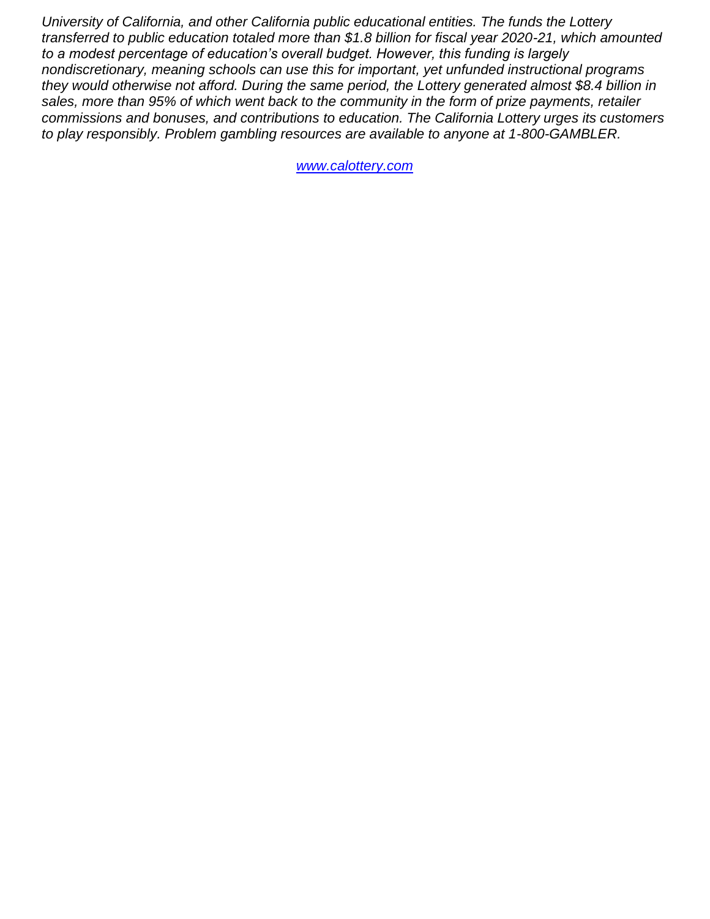*University of California, and other California public educational entities. The funds the Lottery transferred to public education totaled more than $1.8 billion for fiscal year 2020-21, which amounted to a modest percentage of education's overall budget. However, this funding is largely nondiscretionary, meaning schools can use this for important, yet unfunded instructional programs they would otherwise not afford. During the same period, the Lottery generated almost $8.4 billion in sales, more than 95% of which went back to the community in the form of prize payments, retailer commissions and bonuses, and contributions to education. The California Lottery urges its customers to play responsibly. Problem gambling resources are available to anyone at 1-800-GAMBLER.*

[www.calottery.com](http://www.calottery.com)